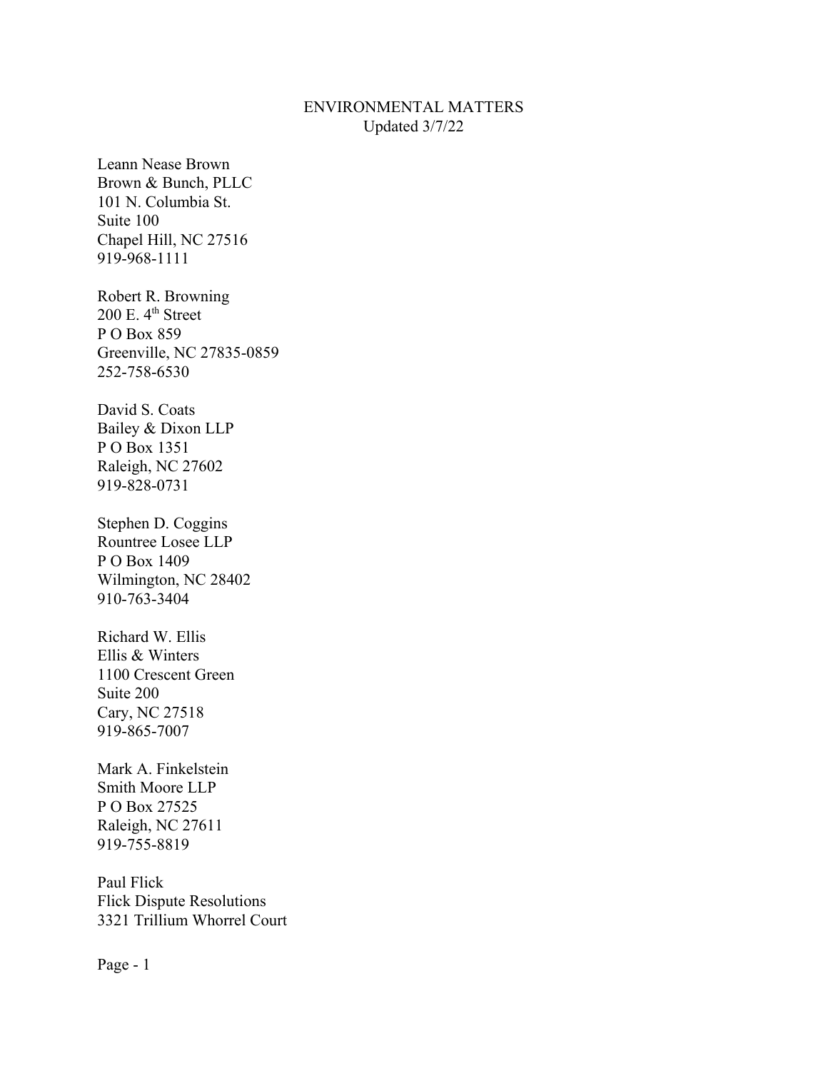# ENVIRONMENTAL MATTERS

Updated 3/7/22

Leann Nease Brown
Brown & Bunch, PLLC
101 N. Columbia St.
Suite 100
Chapel Hill, NC 27516
919-968-1111

Robert R. Browning
200 E. 4th Street
P O Box 859
Greenville, NC 27835-0859
252-758-6530

David S. Coats
Bailey & Dixon LLP
P O Box 1351
Raleigh, NC 27602
919-828-0731

Stephen D. Coggins
Rountree Losee LLP
P O Box 1409
Wilmington, NC 28402
910-763-3404

Richard W. Ellis
Ellis & Winters
1100 Crescent Green
Suite 200
Cary, NC 27518
919-865-7007

Mark A. Finkelstein
Smith Moore LLP
P O Box 27525
Raleigh, NC 27611
919-755-8819

Paul Flick
Flick Dispute Resolutions
3321 Trillium Whorrel Court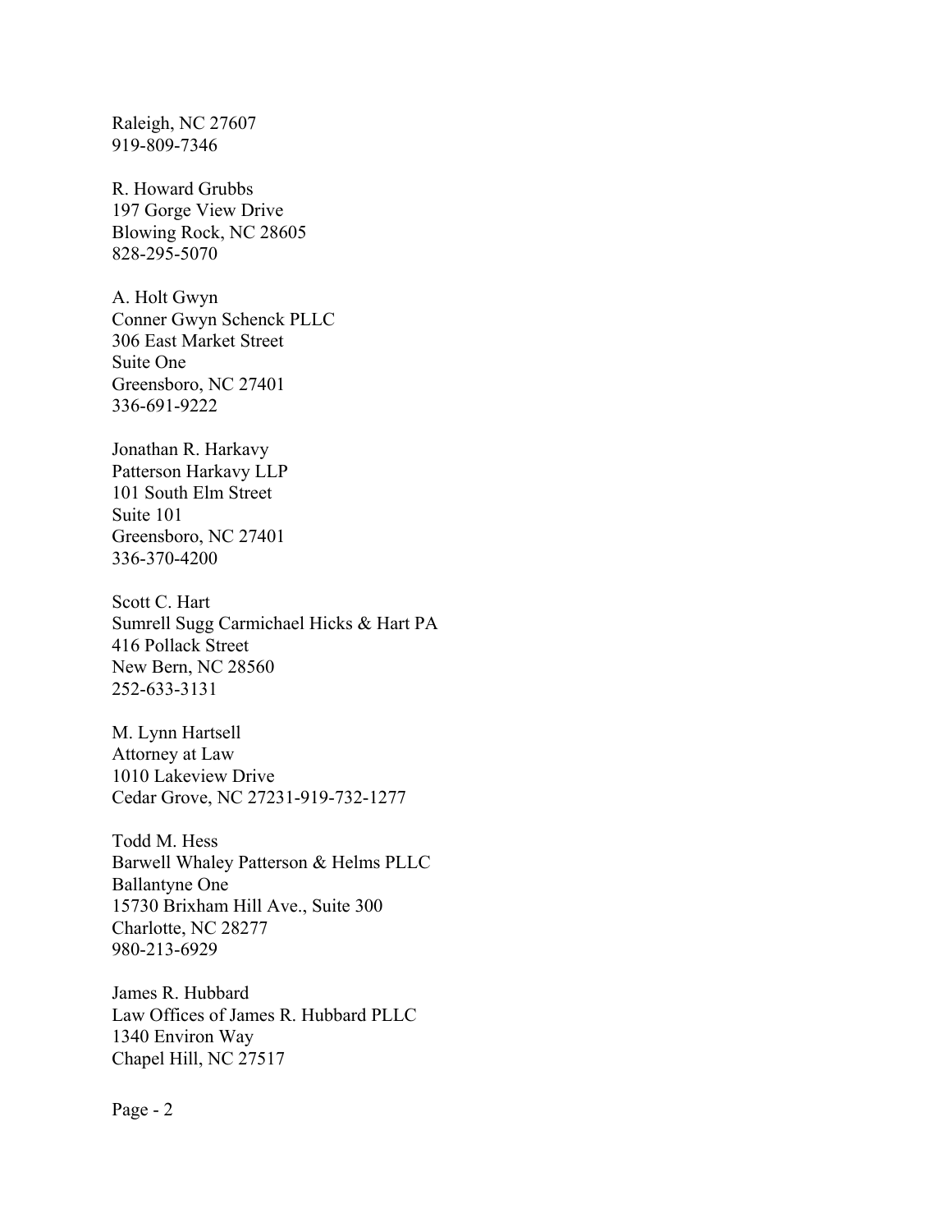Raleigh, NC 27607
919-809-7346

R. Howard Grubbs
197 Gorge View Drive
Blowing Rock, NC 28605
828-295-5070

A. Holt Gwyn
Conner Gwyn Schenck PLLC
306 East Market Street
Suite One
Greensboro, NC 27401
336-691-9222

Jonathan R. Harkavy
Patterson Harkavy LLP
101 South Elm Street
Suite 101
Greensboro, NC 27401
336-370-4200

Scott C. Hart
Sumrell Sugg Carmichael Hicks & Hart PA
416 Pollack Street
New Bern, NC 28560
252-633-3131

M. Lynn Hartsell
Attorney at Law
1010 Lakeview Drive
Cedar Grove, NC 27231-919-732-1277

Todd M. Hess
Barwell Whaley Patterson & Helms PLLC
Ballantyne One
15730 Brixham Hill Ave., Suite 300
Charlotte, NC 28277
980-213-6929

James R. Hubbard
Law Offices of James R. Hubbard PLLC
1340 Environ Way
Chapel Hill, NC 27517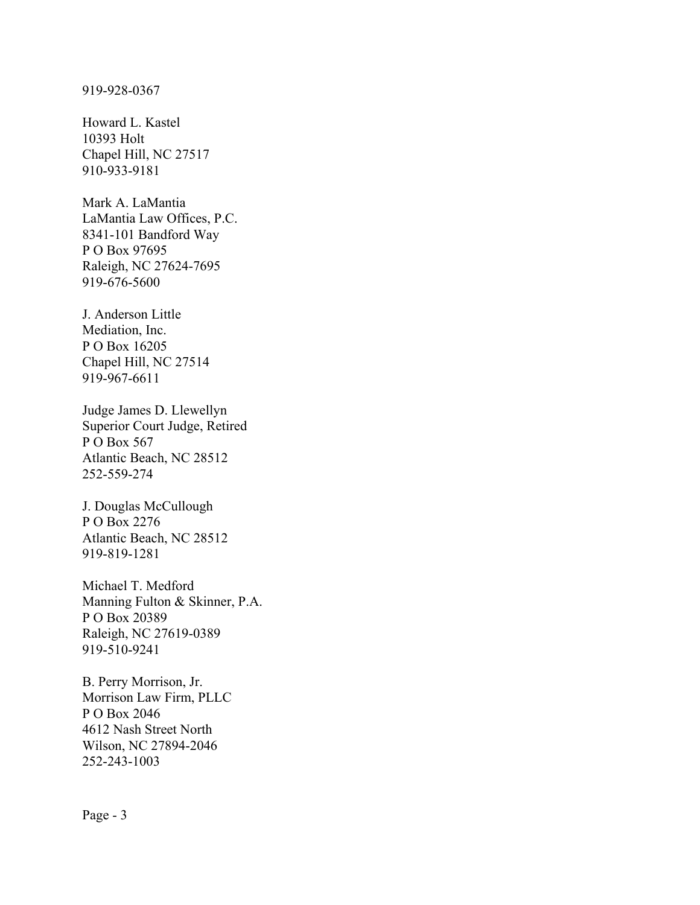919-928-0367

Howard L. Kastel
10393 Holt
Chapel Hill, NC 27517
910-933-9181

Mark A. LaMantia
LaMantia Law Offices, P.C.
8341-101 Bandford Way
P O Box 97695
Raleigh, NC 27624-7695
919-676-5600

J. Anderson Little
Mediation, Inc.
P O Box 16205
Chapel Hill, NC 27514
919-967-6611

Judge James D. Llewellyn
Superior Court Judge, Retired
P O Box 567
Atlantic Beach, NC 28512
252-559-274

J. Douglas McCullough
P O Box 2276
Atlantic Beach, NC 28512
919-819-1281

Michael T. Medford
Manning Fulton & Skinner, P.A.
P O Box 20389
Raleigh, NC 27619-0389
919-510-9241

B. Perry Morrison, Jr.
Morrison Law Firm, PLLC
P O Box 2046
4612 Nash Street North
Wilson, NC 27894-2046
252-243-1003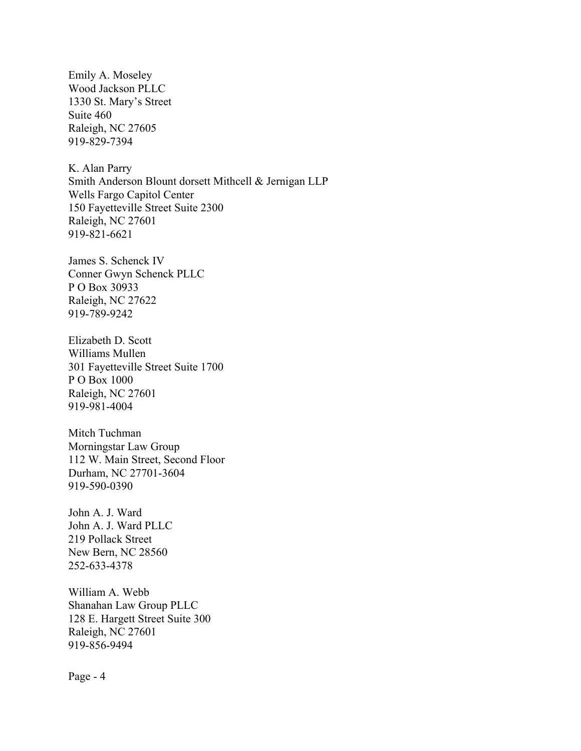Emily A. Moseley
Wood Jackson PLLC
1330 St. Mary's Street
Suite 460
Raleigh, NC 27605
919-829-7394

K. Alan Parry
Smith Anderson Blount dorsett Mithcell & Jernigan LLP
Wells Fargo Capitol Center
150 Fayetteville Street Suite 2300
Raleigh, NC 27601
919-821-6621

James S. Schenck IV
Conner Gwyn Schenck PLLC
P O Box 30933
Raleigh, NC 27622
919-789-9242

Elizabeth D. Scott
Williams Mullen
301 Fayetteville Street Suite 1700
P O Box 1000
Raleigh, NC 27601
919-981-4004

Mitch Tuchman
Morningstar Law Group
112 W. Main Street, Second Floor
Durham, NC 27701-3604
919-590-0390

John A. J. Ward
John A. J. Ward PLLC
219 Pollack Street
New Bern, NC 28560
252-633-4378

William A. Webb
Shanahan Law Group PLLC
128 E. Hargett Street Suite 300
Raleigh, NC 27601
919-856-9494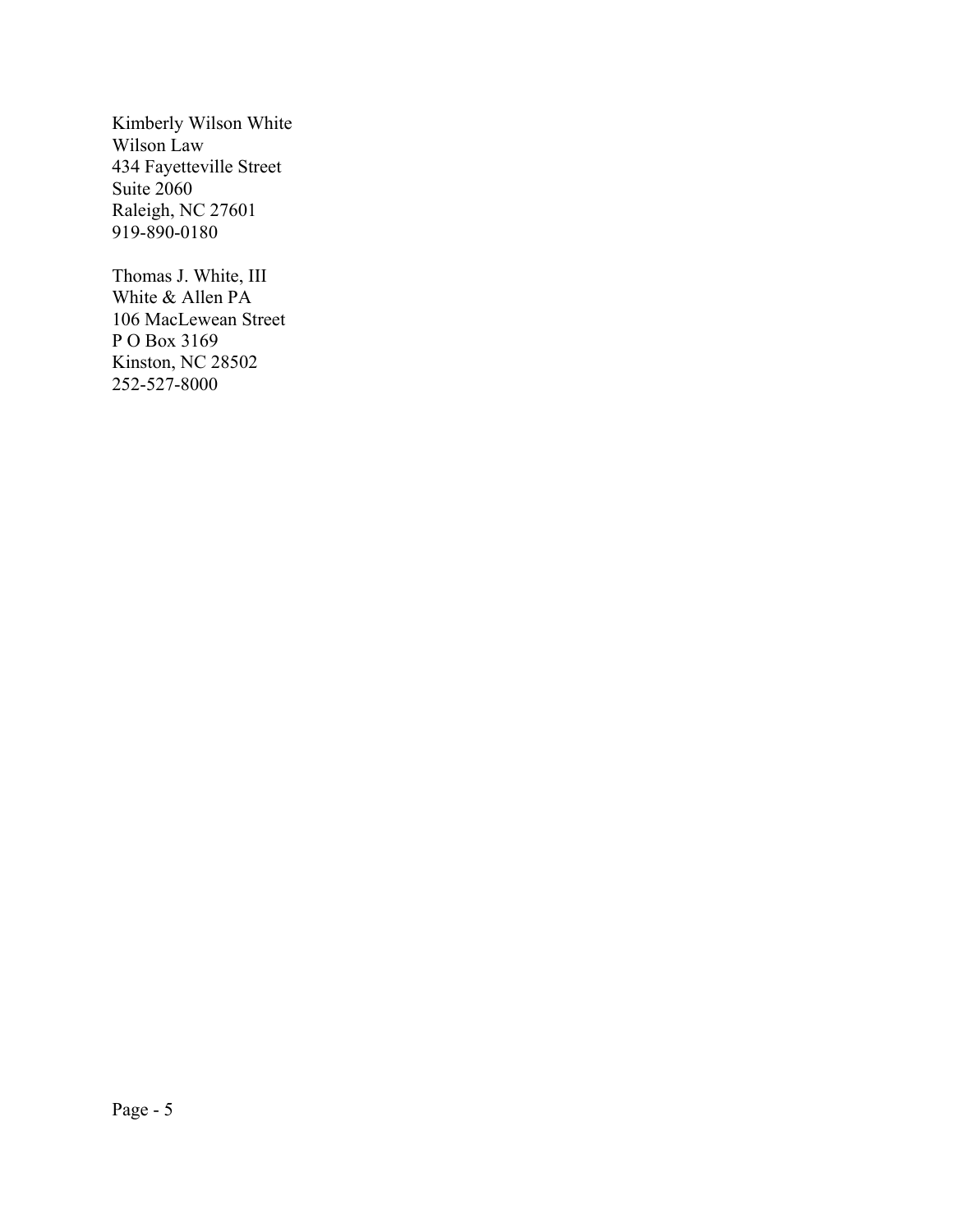Kimberly Wilson White
Wilson Law
434 Fayetteville Street
Suite 2060
Raleigh, NC 27601
919-890-0180

Thomas J. White, III
White & Allen PA
106 MacLewean Street
P O Box 3169
Kinston, NC 28502
252-527-8000